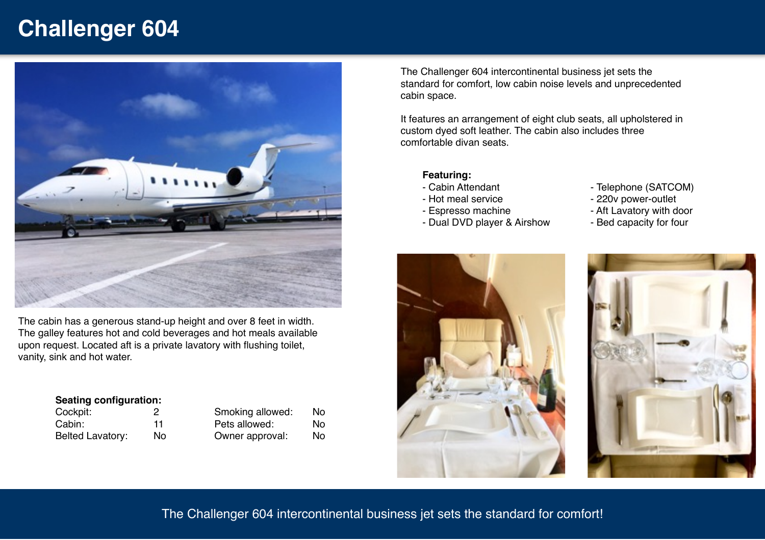# Challenger 604

The cabin has a generous stand-up height and over 8 feet in width. The galley features hot and cold beverages and hot meals available upon request. Located aft is a private lavatory with flushing toilet, vanity, sink and hot water.

**Seating configuration:**

| | | | |
|---|---|---|---|
| Cockpit: | 2 | Smoking allowed: | No |
| Cabin: | 11 | Pets allowed: | No |
| Belted Lavatory: | No | Owner approval: | No |

The Challenger 604 intercontinental business jet sets the standard for comfort, low cabin noise levels and unprecedented cabin space.

It features an arrangement of eight club seats, all upholstered in custom dyed soft leather. The cabin also includes three comfortable divan seats.

**Featuring:**

- Cabin Attendant
- Hot meal service
- Espresso machine
- Dual DVD player & Airshow
- Telephone (SATCOM)
- 220v power-outlet
- Aft Lavatory with door
- Bed capacity for four

The Challenger 604 intercontinental business jet sets the standard for comfort!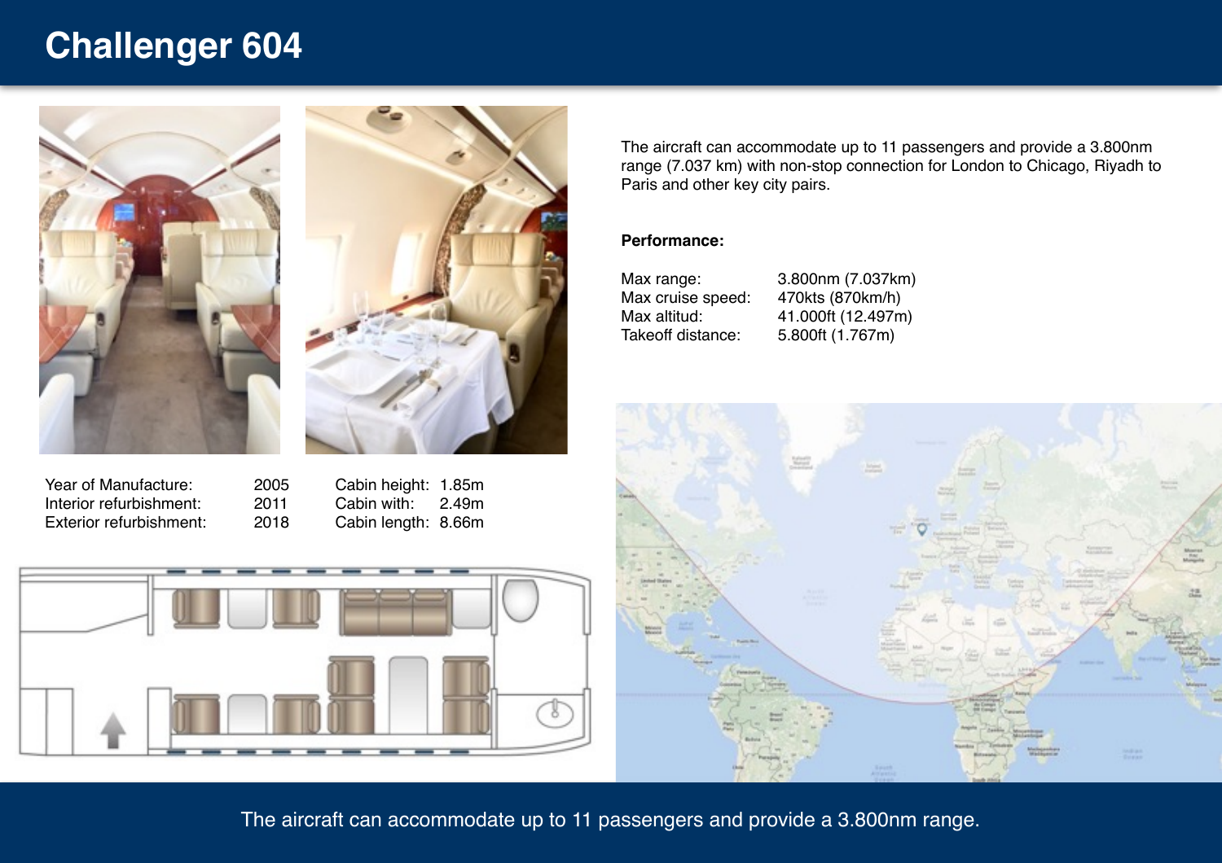# Challenger 604

| | |
|---|---|
| Year of Manufacture: | 2005 |
| Interior refurbishment: | 2011 |
| Exterior refurbishment: | 2018 |

| | |
|---|---|
| Cabin height: | 1.85m |
| Cabin with: | 2.49m |
| Cabin length: | 8.66m |

The aircraft can accommodate up to 11 passengers and provide a 3.800nm range (7.037 km) with non-stop connection for London to Chicago, Riyadh to Paris and other key city pairs.

**Performance:**

| | |
|---|---|
| Max range: | 3.800nm (7.037km) |
| Max cruise speed: | 470kts (870km/h) |
| Max altitud: | 41.000ft (12.497m) |
| Takeoff distance: | 5.800ft (1.767m) |

The aircraft can accommodate up to 11 passengers and provide a 3.800nm range.